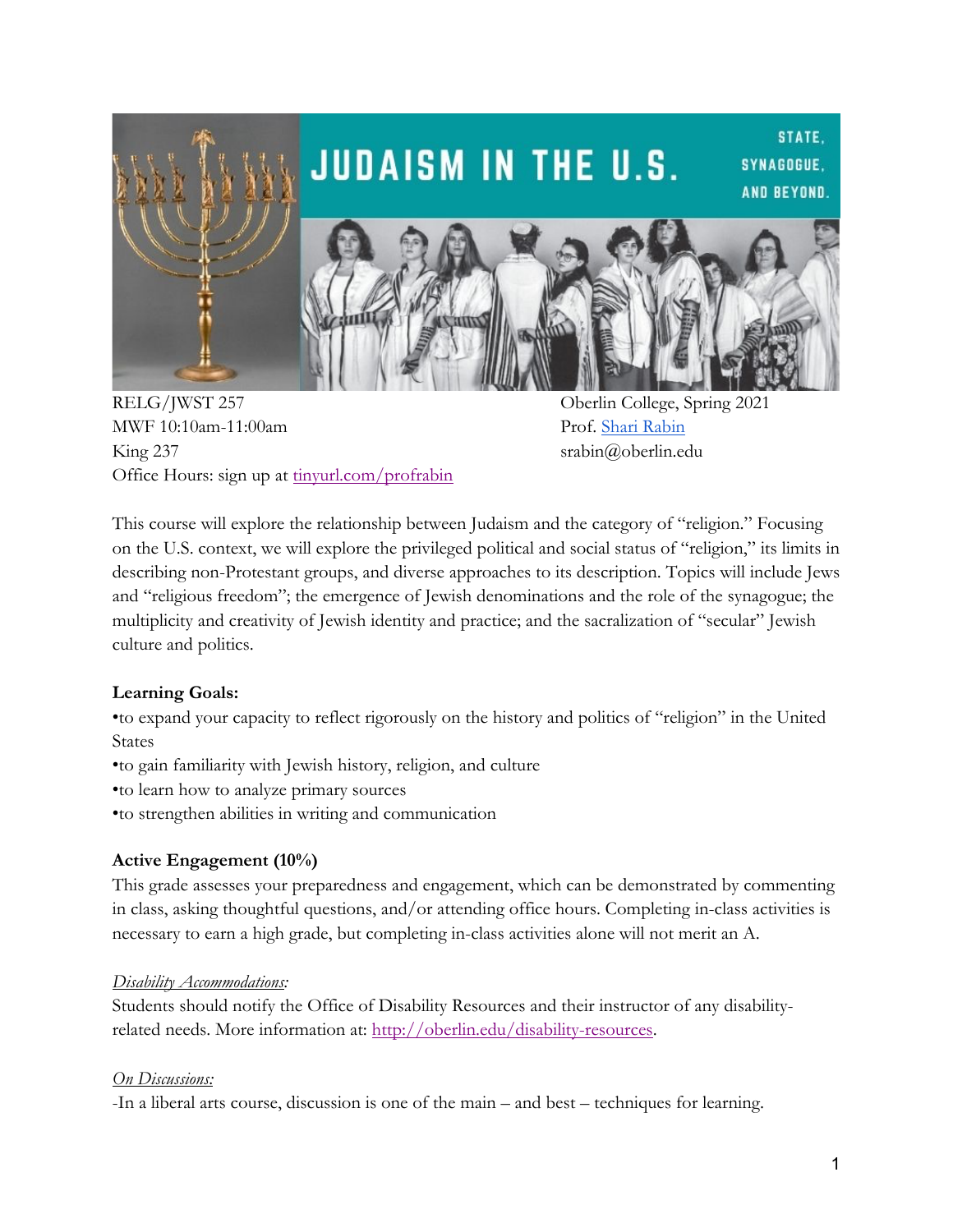# JUDAISM IN THE U.S.

STATE, SYNAGOGUE, AND BEYOND.

RELG/JWST 257
MWF 10:10am-11:00am
King 237
Office Hours: sign up at tinyurl.com/profrabin

Oberlin College, Spring 2021
Prof. Shari Rabin
srabin@oberlin.edu

This course will explore the relationship between Judaism and the category of "religion." Focusing on the U.S. context, we will explore the privileged political and social status of "religion," its limits in describing non-Protestant groups, and diverse approaches to its description. Topics will include Jews and "religious freedom"; the emergence of Jewish denominations and the role of the synagogue; the multiplicity and creativity of Jewish identity and practice; and the sacralization of "secular" Jewish culture and politics.

**Learning Goals:**

- to expand your capacity to reflect rigorously on the history and politics of "religion" in the United States
- to gain familiarity with Jewish history, religion, and culture
- to learn how to analyze primary sources
- to strengthen abilities in writing and communication

**Active Engagement (10%)**

This grade assesses your preparedness and engagement, which can be demonstrated by commenting in class, asking thoughtful questions, and/or attending office hours. Completing in-class activities is necessary to earn a high grade, but completing in-class activities alone will not merit an A.

*Disability Accommodations:*

Students should notify the Office of Disability Resources and their instructor of any disability-related needs. More information at: http://oberlin.edu/disability-resources.

*On Discussions:*

-In a liberal arts course, discussion is one of the main – and best – techniques for learning.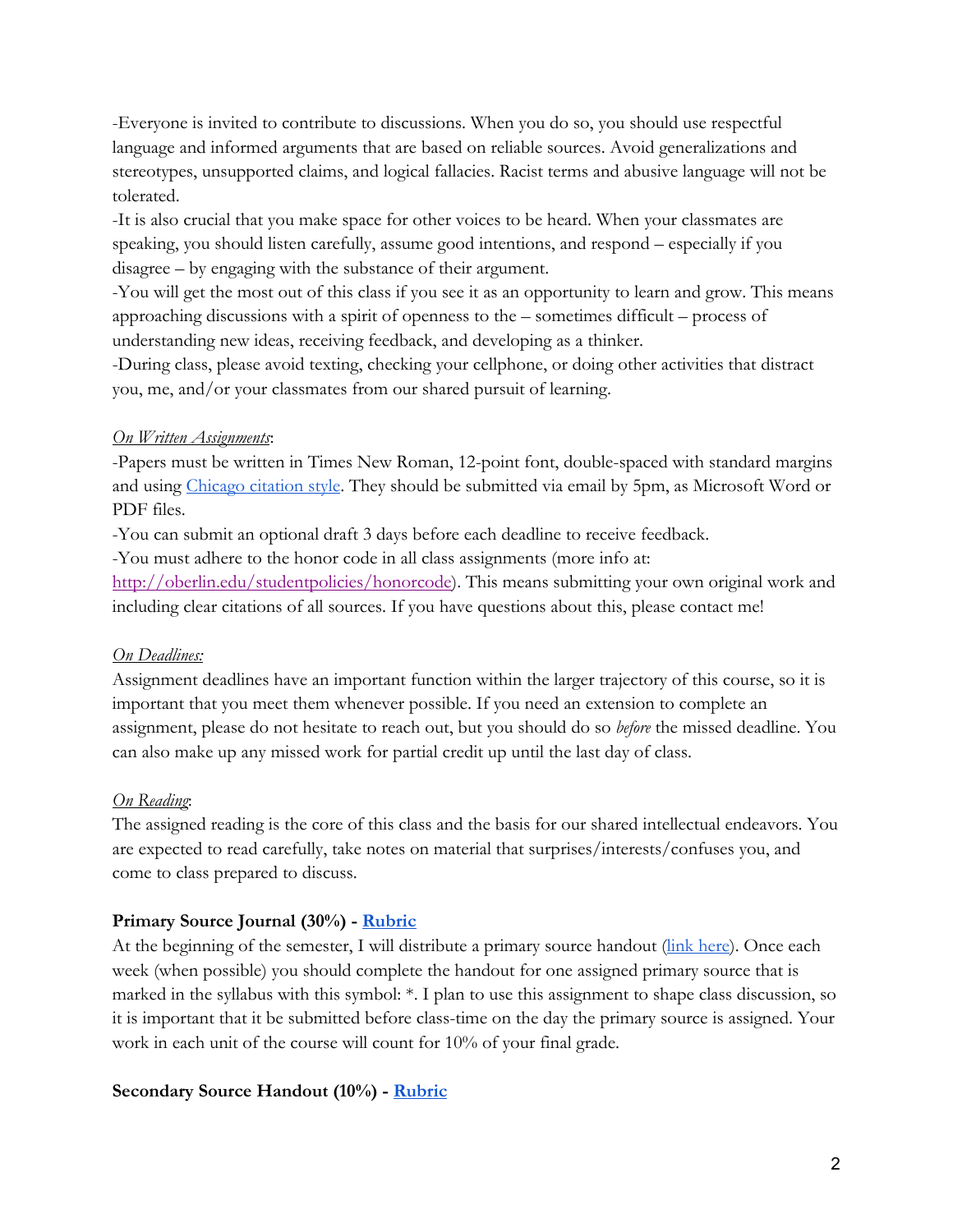-Everyone is invited to contribute to discussions. When you do so, you should use respectful language and informed arguments that are based on reliable sources. Avoid generalizations and stereotypes, unsupported claims, and logical fallacies. Racist terms and abusive language will not be tolerated.

-It is also crucial that you make space for other voices to be heard. When your classmates are speaking, you should listen carefully, assume good intentions, and respond – especially if you disagree – by engaging with the substance of their argument.

-You will get the most out of this class if you see it as an opportunity to learn and grow. This means approaching discussions with a spirit of openness to the – sometimes difficult – process of understanding new ideas, receiving feedback, and developing as a thinker.

-During class, please avoid texting, checking your cellphone, or doing other activities that distract you, me, and/or your classmates from our shared pursuit of learning.

*On Written Assignments*:

-Papers must be written in Times New Roman, 12-point font, double-spaced with standard margins and using [Chicago citation style](). They should be submitted via email by 5pm, as Microsoft Word or PDF files.

-You can submit an optional draft 3 days before each deadline to receive feedback.

-You must adhere to the honor code in all class assignments (more info at: [http://oberlin.edu/studentpolicies/honorcode](http://oberlin.edu/studentpolicies/honorcode)). This means submitting your own original work and including clear citations of all sources. If you have questions about this, please contact me!

*On Deadlines:*

Assignment deadlines have an important function within the larger trajectory of this course, so it is important that you meet them whenever possible. If you need an extension to complete an assignment, please do not hesitate to reach out, but you should do so *before* the missed deadline. You can also make up any missed work for partial credit up until the last day of class.

*On Reading*:

The assigned reading is the core of this class and the basis for our shared intellectual endeavors. You are expected to read carefully, take notes on material that surprises/interests/confuses you, and come to class prepared to discuss.

**Primary Source Journal (30%) - [Rubric]()**

At the beginning of the semester, I will distribute a primary source handout ([link here]()). Once each week (when possible) you should complete the handout for one assigned primary source that is marked in the syllabus with this symbol: *. I plan to use this assignment to shape class discussion, so it is important that it be submitted before class-time on the day the primary source is assigned. Your work in each unit of the course will count for 10% of your final grade.

**Secondary Source Handout (10%) - [Rubric]()**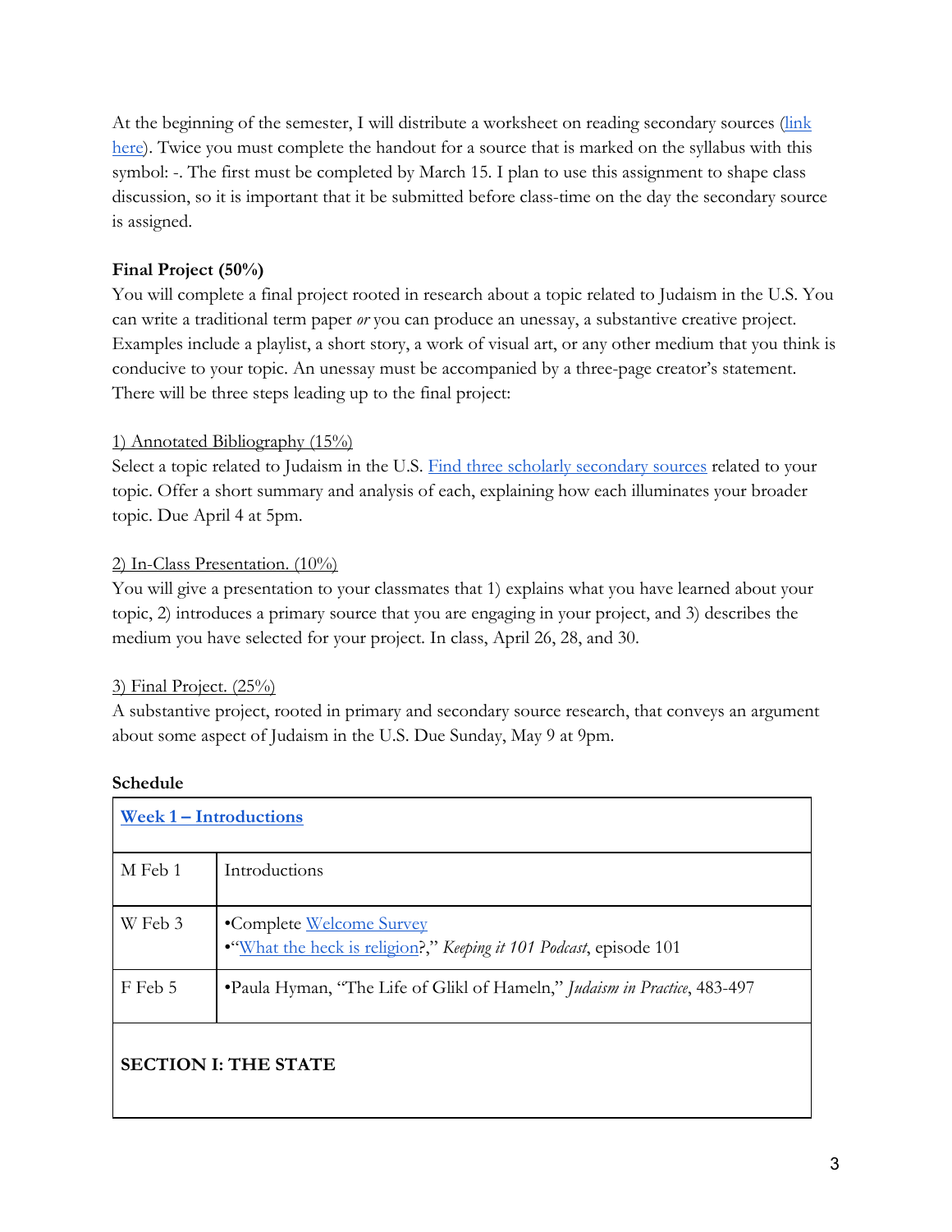At the beginning of the semester, I will distribute a worksheet on reading secondary sources (link here). Twice you must complete the handout for a source that is marked on the syllabus with this symbol: -. The first must be completed by March 15. I plan to use this assignment to shape class discussion, so it is important that it be submitted before class-time on the day the secondary source is assigned.

**Final Project (50%)**

You will complete a final project rooted in research about a topic related to Judaism in the U.S. You can write a traditional term paper *or* you can produce an unessay, a substantive creative project. Examples include a playlist, a short story, a work of visual art, or any other medium that you think is conducive to your topic. An unessay must be accompanied by a three-page creator's statement. There will be three steps leading up to the final project:

1) Annotated Bibliography (15%)

Select a topic related to Judaism in the U.S. Find three scholarly secondary sources related to your topic. Offer a short summary and analysis of each, explaining how each illuminates your broader topic. Due April 4 at 5pm.

2) In-Class Presentation. (10%)

You will give a presentation to your classmates that 1) explains what you have learned about your topic, 2) introduces a primary source that you are engaging in your project, and 3) describes the medium you have selected for your project. In class, April 26, 28, and 30.

3) Final Project. (25%)

A substantive project, rooted in primary and secondary source research, that conveys an argument about some aspect of Judaism in the U.S. Due Sunday, May 9 at 9pm.

**Schedule**

| **Week 1 – Introductions** | |
|---|---|
| M Feb 1 | Introductions |
| W Feb 3 | •Complete Welcome Survey<br>•"What the heck is religion?," *Keeping it 101 Podcast*, episode 101 |
| F Feb 5 | •Paula Hyman, "The Life of Glikl of Hameln," *Judaism in Practice*, 483-497 |
| **SECTION I: THE STATE** | |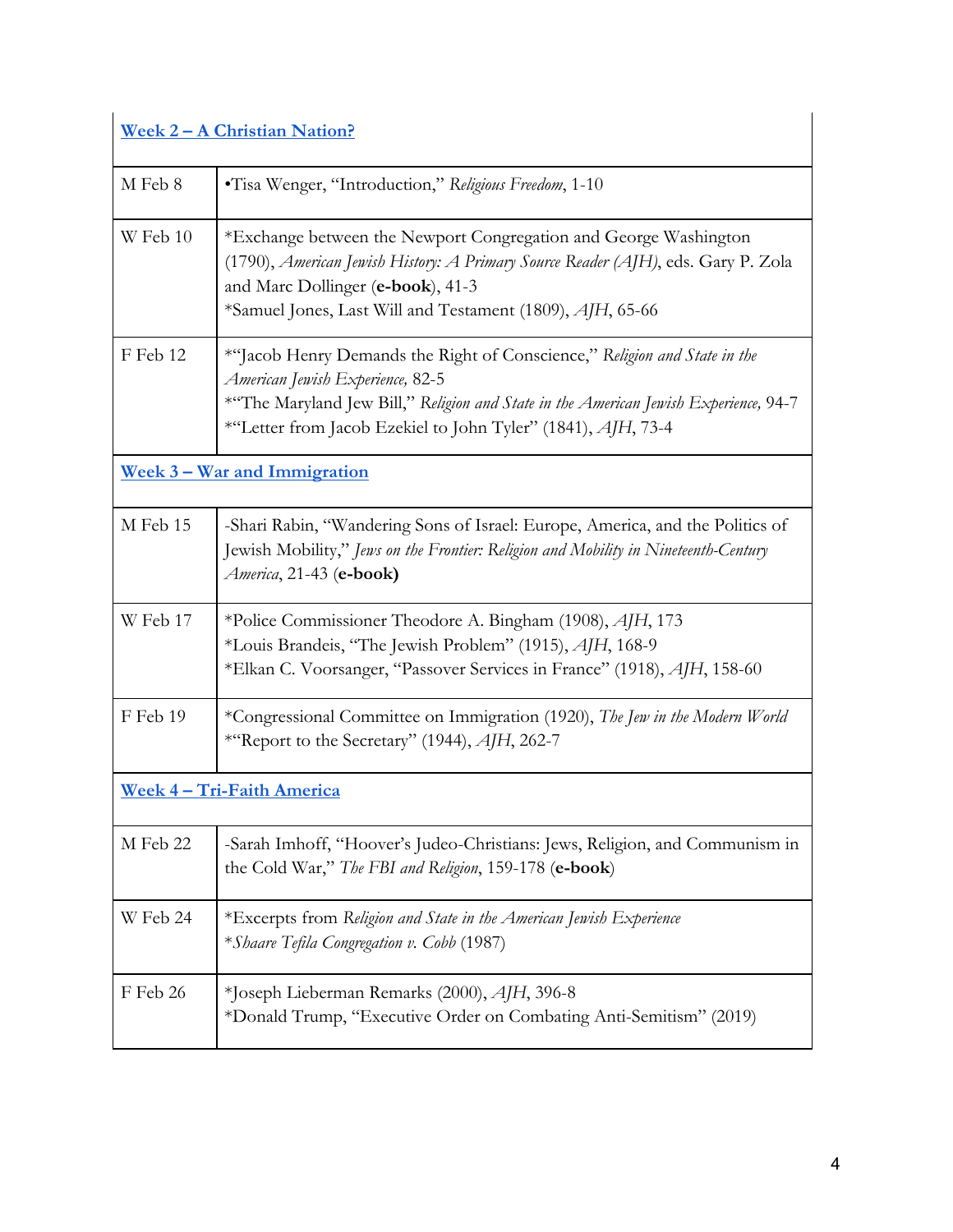| [**Week 2 – A Christian Nation?**]() | |
|---|---|
| M Feb 8 | •Tisa Wenger, "Introduction," *Religious Freedom*, 1-10 |
| W Feb 10 | *Exchange between the Newport Congregation and George Washington (1790), *American Jewish History: A Primary Source Reader (AJH)*, eds. Gary P. Zola and Marc Dollinger (**e-book**), 41-3<br>*Samuel Jones, Last Will and Testament (1809), *AJH*, 65-66 |
| F Feb 12 | *"Jacob Henry Demands the Right of Conscience," *Religion and State in the American Jewish Experience,* 82-5<br>*"The Maryland Jew Bill," *Religion and State in the American Jewish Experience,* 94-7<br>*"Letter from Jacob Ezekiel to John Tyler" (1841), *AJH*, 73-4 |
| [**Week 3 – War and Immigration**]() | |
| M Feb 15 | -Shari Rabin, "Wandering Sons of Israel: Europe, America, and the Politics of Jewish Mobility," *Jews on the Frontier: Religion and Mobility in Nineteenth-Century America*, 21-43 (**e-book)** |
| W Feb 17 | *Police Commissioner Theodore A. Bingham (1908), *AJH*, 173<br>*Louis Brandeis, "The Jewish Problem" (1915), *AJH*, 168-9<br>*Elkan C. Voorsanger, "Passover Services in France" (1918), *AJH*, 158-60 |
| F Feb 19 | *Congressional Committee on Immigration (1920), *The Jew in the Modern World*<br>*"Report to the Secretary" (1944), *AJH*, 262-7 |
| [**Week 4 – Tri-Faith America**]() | |
| M Feb 22 | -Sarah Imhoff, "Hoover's Judeo-Christians: Jews, Religion, and Communism in the Cold War," *The FBI and Religion*, 159-178 (**e-book**) |
| W Feb 24 | *Excerpts from *Religion and State in the American Jewish Experience*<br>**Shaare Tefila Congregation v. Cobb* (1987) |
| F Feb 26 | *Joseph Lieberman Remarks (2000), *AJH*, 396-8<br>*Donald Trump, "Executive Order on Combating Anti-Semitism" (2019) |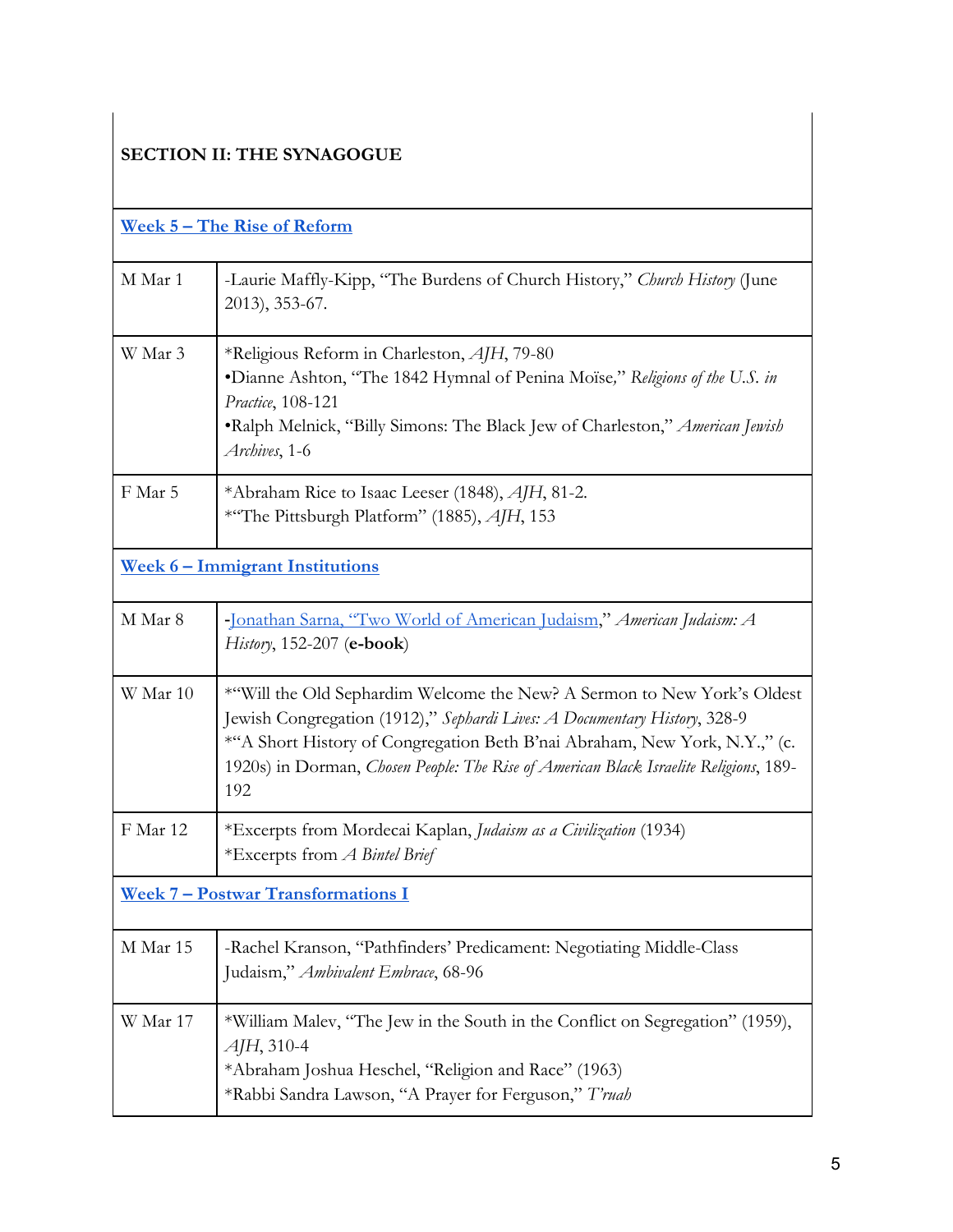**SECTION II: THE SYNAGOGUE**

| | |
|---|---|
| **Week 5 – The Rise of Reform** | |
| M Mar 1 | -Laurie Maffly-Kipp, "The Burdens of Church History," *Church History* (June 2013), 353-67. |
| W Mar 3 | *Religious Reform in Charleston, *AJH*, 79-80<br>•Dianne Ashton, "The 1842 Hymnal of Penina Moïse," *Religions of the U.S. in Practice*, 108-121<br>•Ralph Melnick, "Billy Simons: The Black Jew of Charleston," *American Jewish Archives*, 1-6 |
| F Mar 5 | *Abraham Rice to Isaac Leeser (1848), *AJH*, 81-2.<br>*"The Pittsburgh Platform" (1885), *AJH*, 153 |
| **Week 6 – Immigrant Institutions** | |
| M Mar 8 | -Jonathan Sarna, "Two World of American Judaism," *American Judaism: A History*, 152-207 (**e-book**) |
| W Mar 10 | *"Will the Old Sephardim Welcome the New? A Sermon to New York's Oldest Jewish Congregation (1912)," *Sephardi Lives: A Documentary History*, 328-9<br>*"A Short History of Congregation Beth B'nai Abraham, New York, N.Y.," (c. 1920s) in Dorman, *Chosen People: The Rise of American Black Israelite Religions*, 189-192 |
| F Mar 12 | *Excerpts from Mordecai Kaplan, *Judaism as a Civilization* (1934)<br>*Excerpts from *A Bintel Brief* |
| **Week 7 – Postwar Transformations I** | |
| M Mar 15 | -Rachel Kranson, "Pathfinders' Predicament: Negotiating Middle-Class Judaism," *Ambivalent Embrace*, 68-96 |
| W Mar 17 | *William Malev, "The Jew in the South in the Conflict on Segregation" (1959), *AJH*, 310-4<br>*Abraham Joshua Heschel, "Religion and Race" (1963)<br>*Rabbi Sandra Lawson, "A Prayer for Ferguson," *T'ruah* |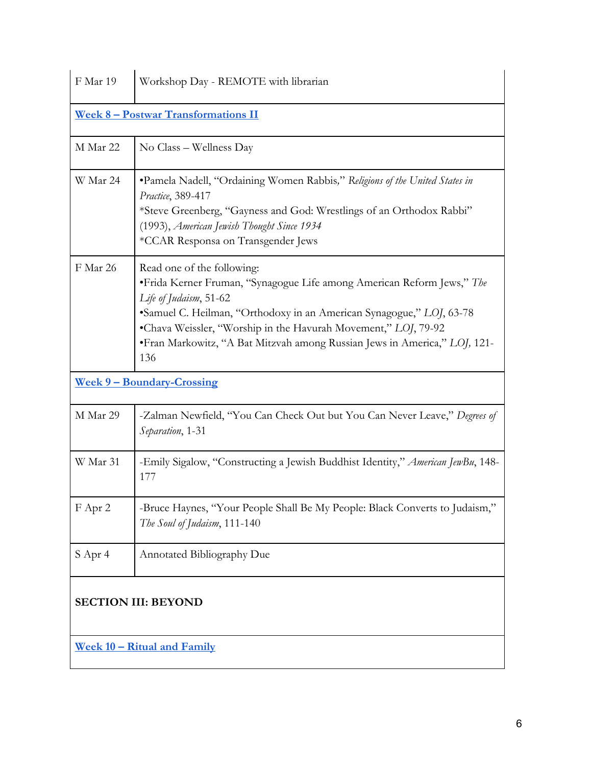| | |
|---|---|
| F Mar 19 | Workshop Day - REMOTE with librarian |
| **Week 8 – Postwar Transformations II** | |
| M Mar 22 | No Class – Wellness Day |
| W Mar 24 | •Pamela Nadell, "Ordaining Women Rabbis," *Religions of the United States in Practice*, 389-417<br>*Steve Greenberg, "Gayness and God: Wrestlings of an Orthodox Rabbi" (1993), *American Jewish Thought Since 1934*<br>*CCAR Responsa on Transgender Jews |
| F Mar 26 | Read one of the following:<br>•Frida Kerner Fruman, "Synagogue Life among American Reform Jews," *The Life of Judaism*, 51-62<br>•Samuel C. Heilman, "Orthodoxy in an American Synagogue," *LOJ*, 63-78<br>•Chava Weissler, "Worship in the Havurah Movement," *LOJ*, 79-92<br>•Fran Markowitz, "A Bat Mitzvah among Russian Jews in America," *LOJ,* 121-136 |
| **Week 9 – Boundary-Crossing** | |
| M Mar 29 | -Zalman Newfield, "You Can Check Out but You Can Never Leave," *Degrees of Separation*, 1-31 |
| W Mar 31 | -Emily Sigalow, "Constructing a Jewish Buddhist Identity," *American JewBu*, 148-177 |
| F Apr 2 | -Bruce Haynes, "Your People Shall Be My People: Black Converts to Judaism," *The Soul of Judaism*, 111-140 |
| S Apr 4 | Annotated Bibliography Due |
| **SECTION III: BEYOND** | |
| **Week 10 – Ritual and Family** | |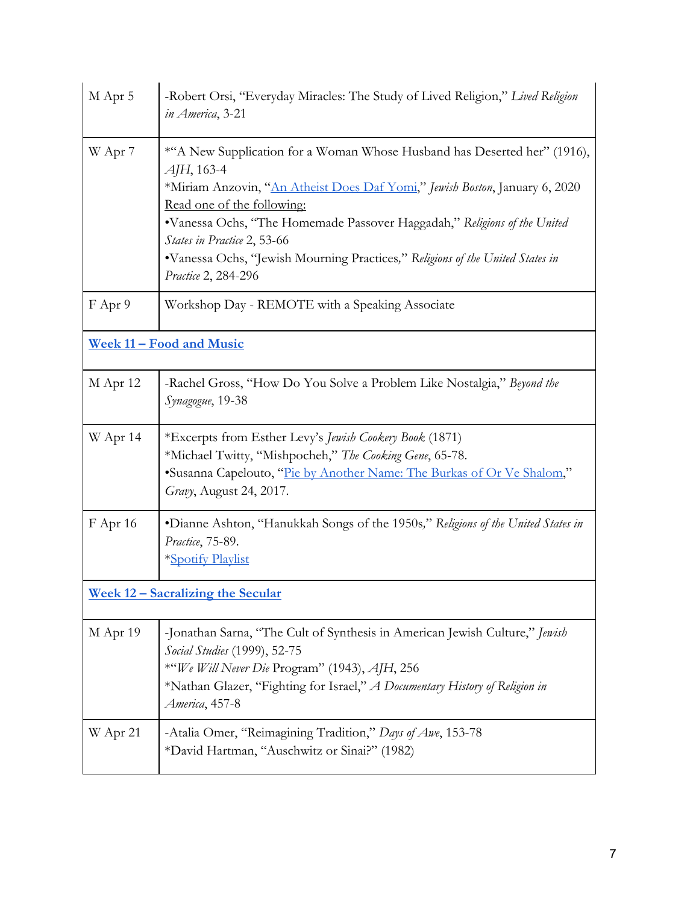| | |
|---|---|
| M Apr 5 | -Robert Orsi, "Everyday Miracles: The Study of Lived Religion," *Lived Religion in America*, 3-21 |
| W Apr 7 | *"A New Supplication for a Woman Whose Husband has Deserted her" (1916), *AJH*, 163-4<br>*Miriam Anzovin, "An Atheist Does Daf Yomi," *Jewish Boston*, January 6, 2020<br>Read one of the following:<br>•Vanessa Ochs, "The Homemade Passover Haggadah," *Religions of the United States in Practice* 2, 53-66<br>•Vanessa Ochs, "Jewish Mourning Practices," *Religions of the United States in Practice* 2, 284-296 |
| F Apr 9 | Workshop Day - REMOTE with a Speaking Associate |
| **Week 11 – Food and Music** | |
| M Apr 12 | -Rachel Gross, "How Do You Solve a Problem Like Nostalgia," *Beyond the Synagogue*, 19-38 |
| W Apr 14 | *Excerpts from Esther Levy's *Jewish Cookery Book* (1871)<br>*Michael Twitty, "Mishpocheh," *The Cooking Gene*, 65-78.<br>•Susanna Capelouto, "Pie by Another Name: The Burkas of Or Ve Shalom," *Gravy*, August 24, 2017. |
| F Apr 16 | •Dianne Ashton, "Hanukkah Songs of the 1950s," *Religions of the United States in Practice*, 75-89.<br>*Spotify Playlist |
| **Week 12 – Sacralizing the Secular** | |
| M Apr 19 | -Jonathan Sarna, "The Cult of Synthesis in American Jewish Culture," *Jewish Social Studies* (1999), 52-75<br>*"*We Will Never Die* Program" (1943), *AJH*, 256<br>*Nathan Glazer, "Fighting for Israel," *A Documentary History of Religion in America*, 457-8 |
| W Apr 21 | -Atalia Omer, "Reimagining Tradition," *Days of Awe*, 153-78<br>*David Hartman, "Auschwitz or Sinai?" (1982) |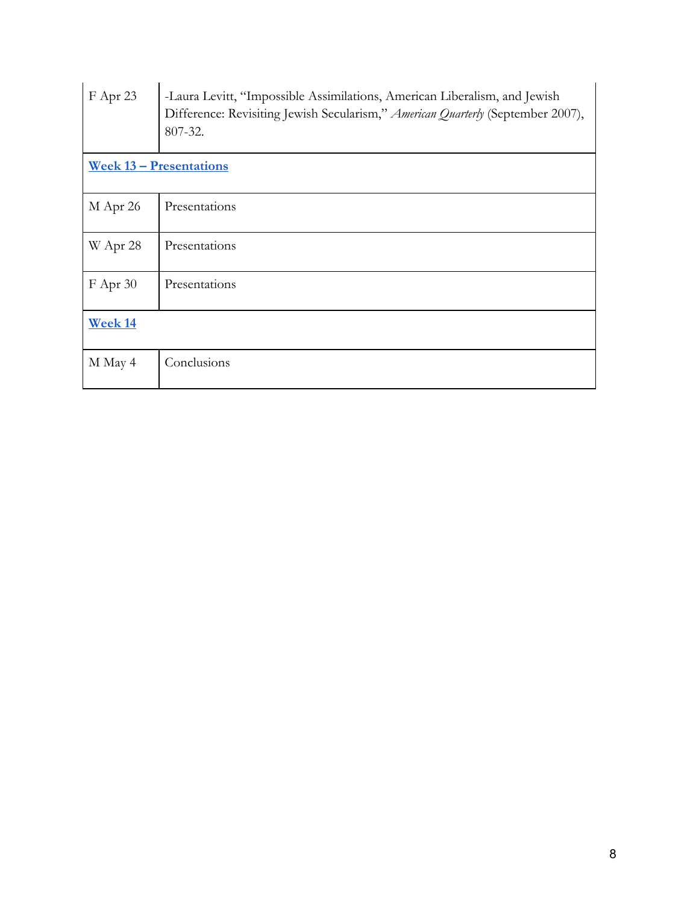| | |
|---|---|
| F Apr 23 | -Laura Levitt, "Impossible Assimilations, American Liberalism, and Jewish Difference: Revisiting Jewish Secularism," *American Quarterly* (September 2007), 807-32. |
| **Week 13 – Presentations** | |
| M Apr 26 | Presentations |
| W Apr 28 | Presentations |
| F Apr 30 | Presentations |
| **Week 14** | |
| M May 4 | Conclusions |